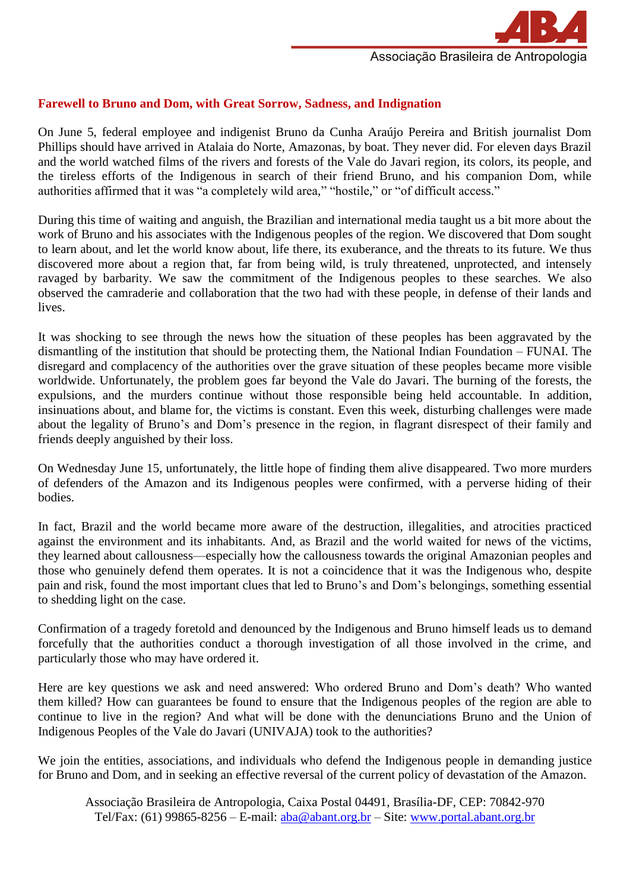ABA

Associação Brasileira de Antropologia

## Farewell to Bruno and Dom, with Great Sorrow, Sadness, and Indignation

On June 5, federal employee and indigenist Bruno da Cunha Araújo Pereira and British journalist Dom Phillips should have arrived in Atalaia do Norte, Amazonas, by boat. They never did. For eleven days Brazil and the world watched films of the rivers and forests of the Vale do Javari region, its colors, its people, and the tireless efforts of the Indigenous in search of their friend Bruno, and his companion Dom, while authorities affirmed that it was "a completely wild area," "hostile," or "of difficult access."

During this time of waiting and anguish, the Brazilian and international media taught us a bit more about the work of Bruno and his associates with the Indigenous peoples of the region. We discovered that Dom sought to learn about, and let the world know about, life there, its exuberance, and the threats to its future. We thus discovered more about a region that, far from being wild, is truly threatened, unprotected, and intensely ravaged by barbarity. We saw the commitment of the Indigenous peoples to these searches. We also observed the camraderie and collaboration that the two had with these people, in defense of their lands and lives.

It was shocking to see through the news how the situation of these peoples has been aggravated by the dismantling of the institution that should be protecting them, the National Indian Foundation – FUNAI. The disregard and complacency of the authorities over the grave situation of these peoples became more visible worldwide. Unfortunately, the problem goes far beyond the Vale do Javari. The burning of the forests, the expulsions, and the murders continue without those responsible being held accountable. In addition, insinuations about, and blame for, the victims is constant. Even this week, disturbing challenges were made about the legality of Bruno's and Dom's presence in the region, in flagrant disrespect of their family and friends deeply anguished by their loss.

On Wednesday June 15, unfortunately, the little hope of finding them alive disappeared. Two more murders of defenders of the Amazon and its Indigenous peoples were confirmed, with a perverse hiding of their bodies.

In fact, Brazil and the world became more aware of the destruction, illegalities, and atrocities practiced against the environment and its inhabitants. And, as Brazil and the world waited for news of the victims, they learned about callousness—especially how the callousness towards the original Amazonian peoples and those who genuinely defend them operates. It is not a coincidence that it was the Indigenous who, despite pain and risk, found the most important clues that led to Bruno's and Dom's belongings, something essential to shedding light on the case.

Confirmation of a tragedy foretold and denounced by the Indigenous and Bruno himself leads us to demand forcefully that the authorities conduct a thorough investigation of all those involved in the crime, and particularly those who may have ordered it.

Here are key questions we ask and need answered: Who ordered Bruno and Dom's death? Who wanted them killed? How can guarantees be found to ensure that the Indigenous peoples of the region are able to continue to live in the region? And what will be done with the denunciations Bruno and the Union of Indigenous Peoples of the Vale do Javari (UNIVAJA) took to the authorities?

We join the entities, associations, and individuals who defend the Indigenous people in demanding justice for Bruno and Dom, and in seeking an effective reversal of the current policy of devastation of the Amazon.

Associação Brasileira de Antropologia, Caixa Postal 04491, Brasília-DF, CEP: 70842-970
Tel/Fax: (61) 99865-8256 – E-mail: aba@abant.org.br – Site: www.portal.abant.org.br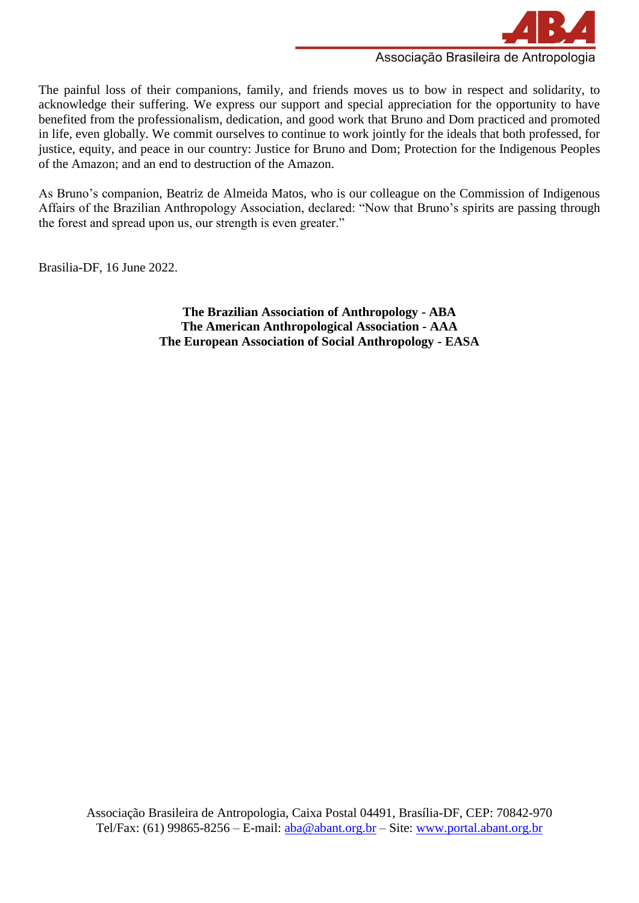The painful loss of their companions, family, and friends moves us to bow in respect and solidarity, to acknowledge their suffering. We express our support and special appreciation for the opportunity to have benefited from the professionalism, dedication, and good work that Bruno and Dom practiced and promoted in life, even globally. We commit ourselves to continue to work jointly for the ideals that both professed, for justice, equity, and peace in our country: Justice for Bruno and Dom; Protection for the Indigenous Peoples of the Amazon; and an end to destruction of the Amazon.

As Bruno's companion, Beatriz de Almeida Matos, who is our colleague on the Commission of Indigenous Affairs of the Brazilian Anthropology Association, declared: "Now that Bruno's spirits are passing through the forest and spread upon us, our strength is even greater."

Brasilia-DF, 16 June 2022.

**The Brazilian Association of Anthropology - ABA**
**The American Anthropological Association - AAA**
**The European Association of Social Anthropology - EASA**